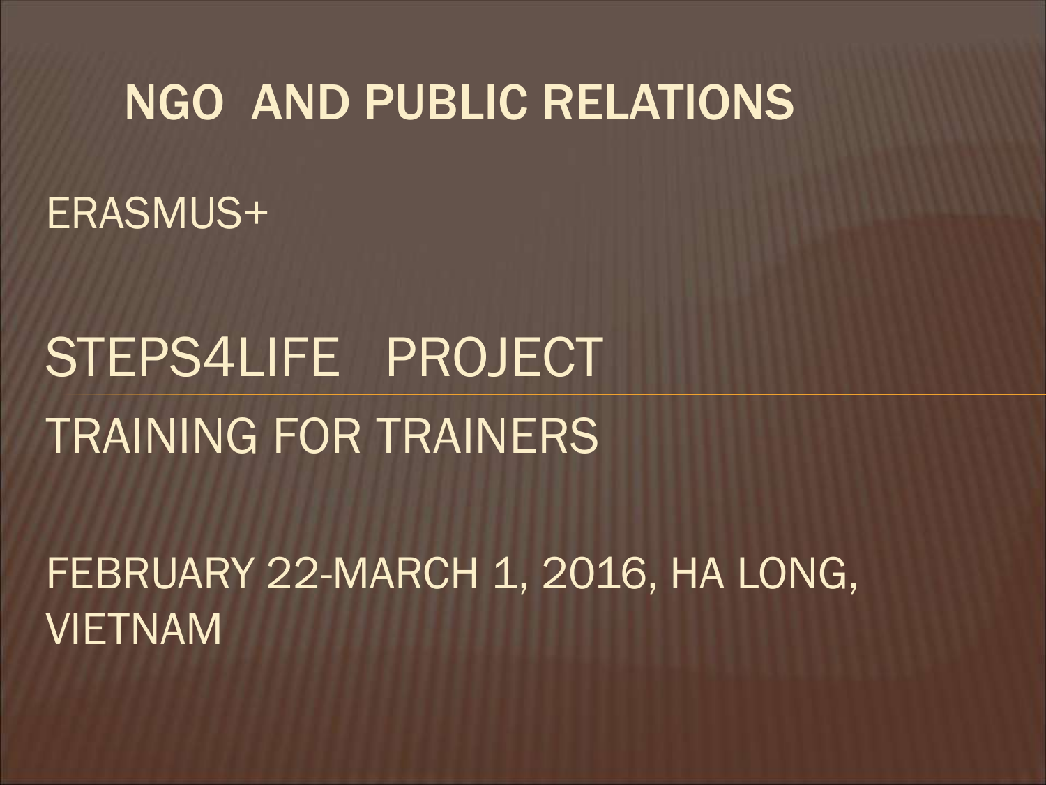# NGO AND PUBLIC RELATIONS

ERASMUS+

## STEPS4LIFE PROJECT

TRAINING FOR TRAINERS

FEBRUARY 22-MARCH 1, 2016, HA LONG, VIETNAM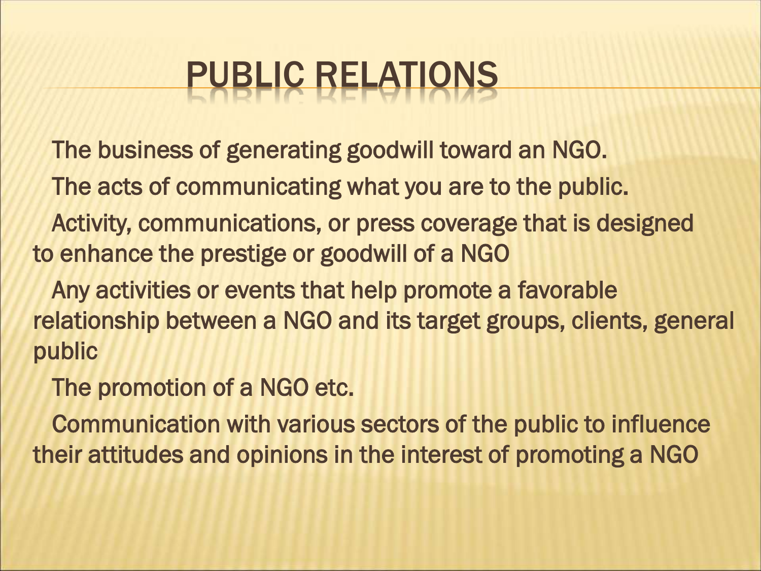# PUBLIC RELATIONS

- The business of generating goodwill toward an NGO.
- The acts of communicating what you are to the public.
- Activity, communications, or press coverage that is designed to enhance the prestige or goodwill of a NGO
- Any activities or events that help promote a favorable relationship between a NGO and its target groups, clients, general public
- The promotion of a NGO etc.
- Communication with various sectors of the public to influence their attitudes and opinions in the interest of promoting a NGO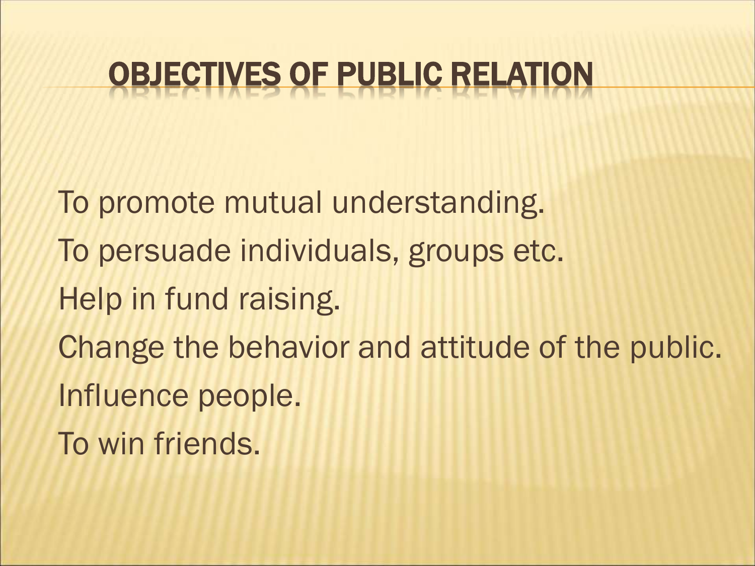# OBJECTIVES OF PUBLIC RELATION

- To promote mutual understanding.
- To persuade individuals, groups etc.
- Help in fund raising.
- Change the behavior and attitude of the public.
- Influence people.
- To win friends.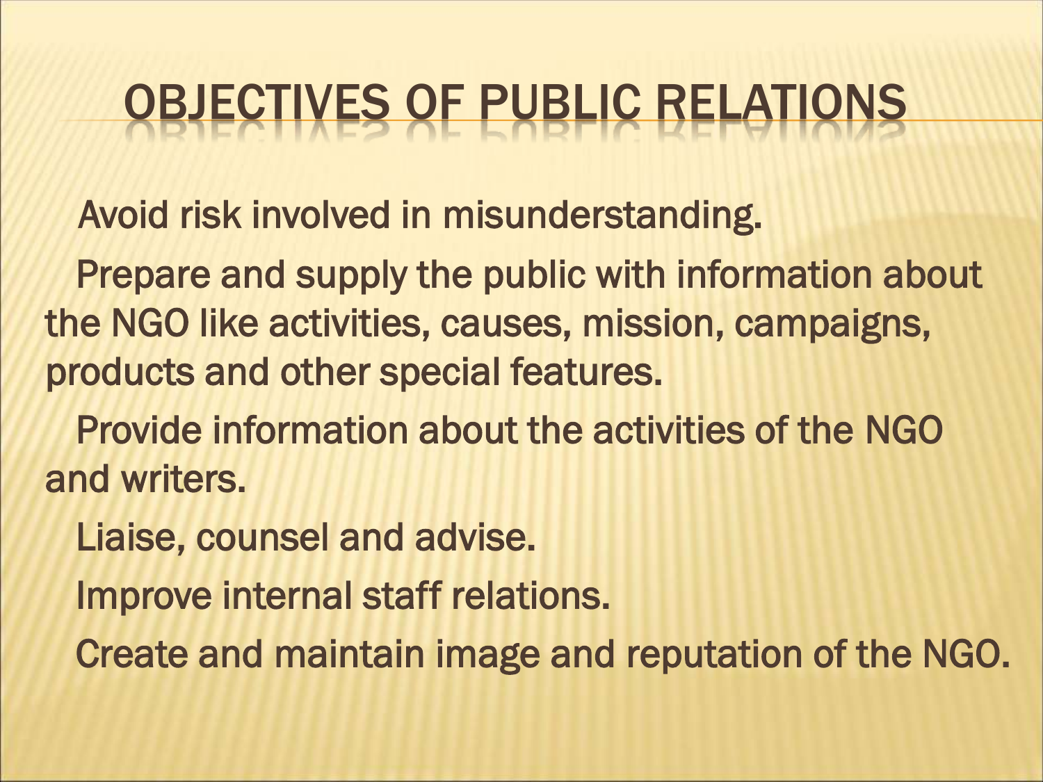# OBJECTIVES OF PUBLIC RELATIONS

- Avoid risk involved in misunderstanding.
- Prepare and supply the public with information about the NGO like activities, causes, mission, campaigns, products and other special features.
- Provide information about the activities of the NGO and writers.
- Liaise, counsel and advise.
- Improve internal staff relations.
- Create and maintain image and reputation of the NGO.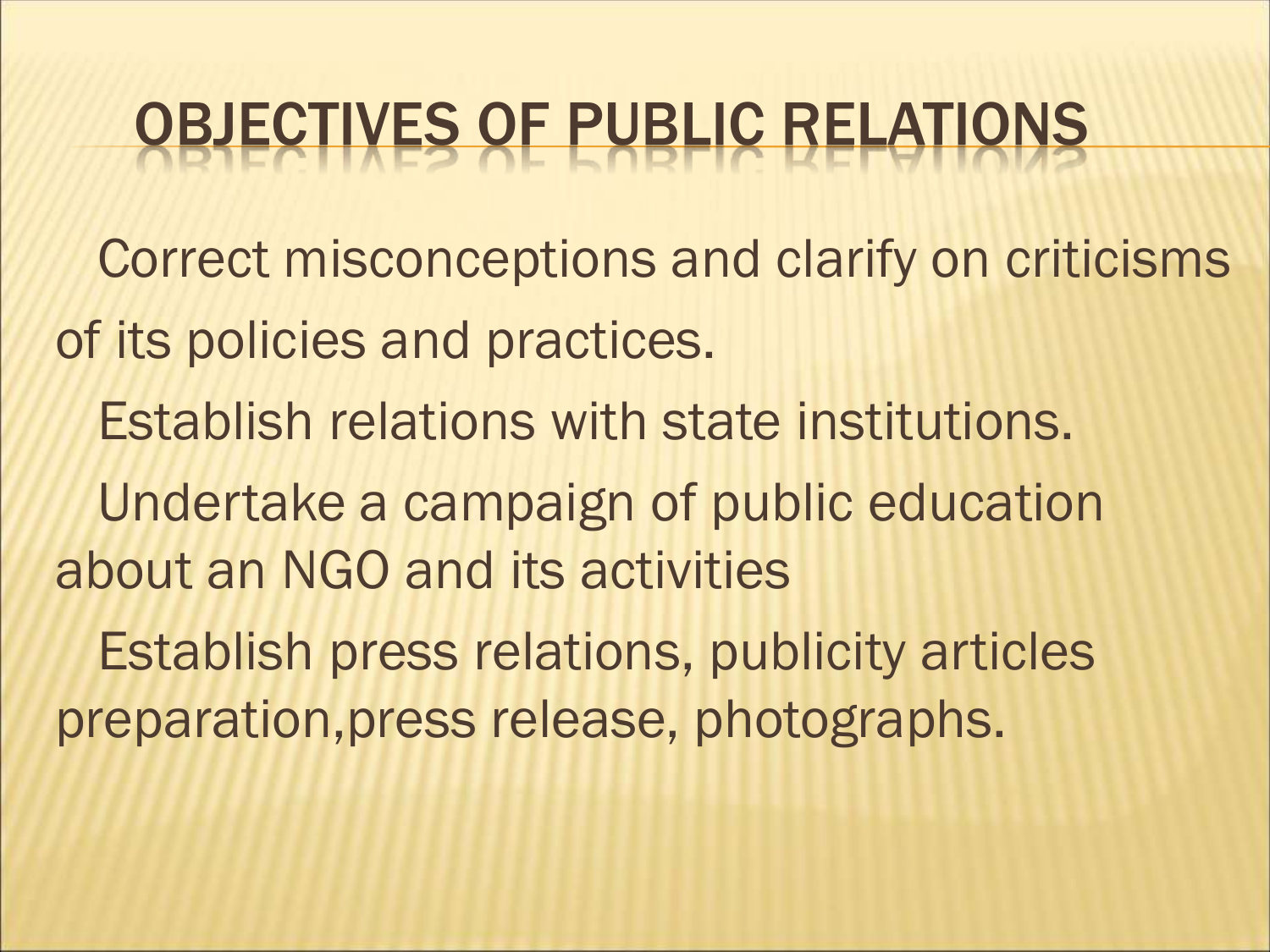# OBJECTIVES OF PUBLIC RELATIONS

- Correct misconceptions and clarify on criticisms of its policies and practices.
- Establish relations with state institutions.
- Undertake a campaign of public education about an NGO and its activities
- Establish press relations, publicity articles preparation,press release, photographs.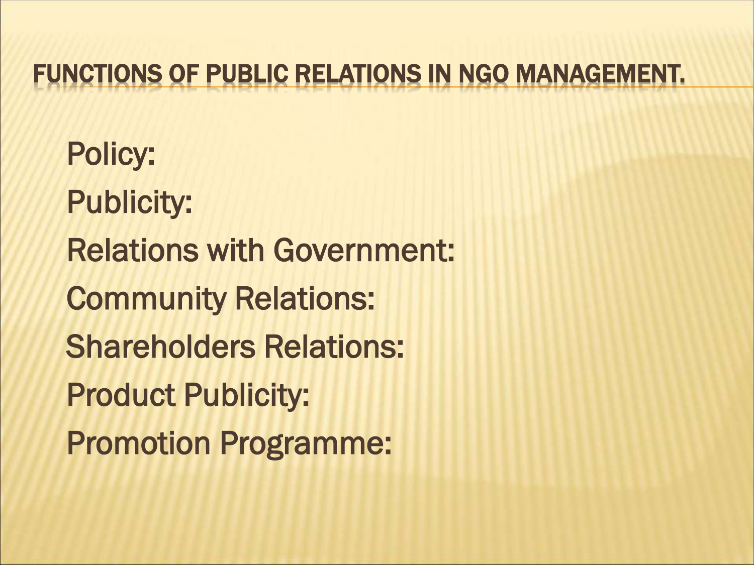# FUNCTIONS OF PUBLIC RELATIONS IN NGO MANAGEMENT.

Policy:

Publicity:

Relations with Government:

Community Relations:

Shareholders Relations:

Product Publicity:

Promotion Programme: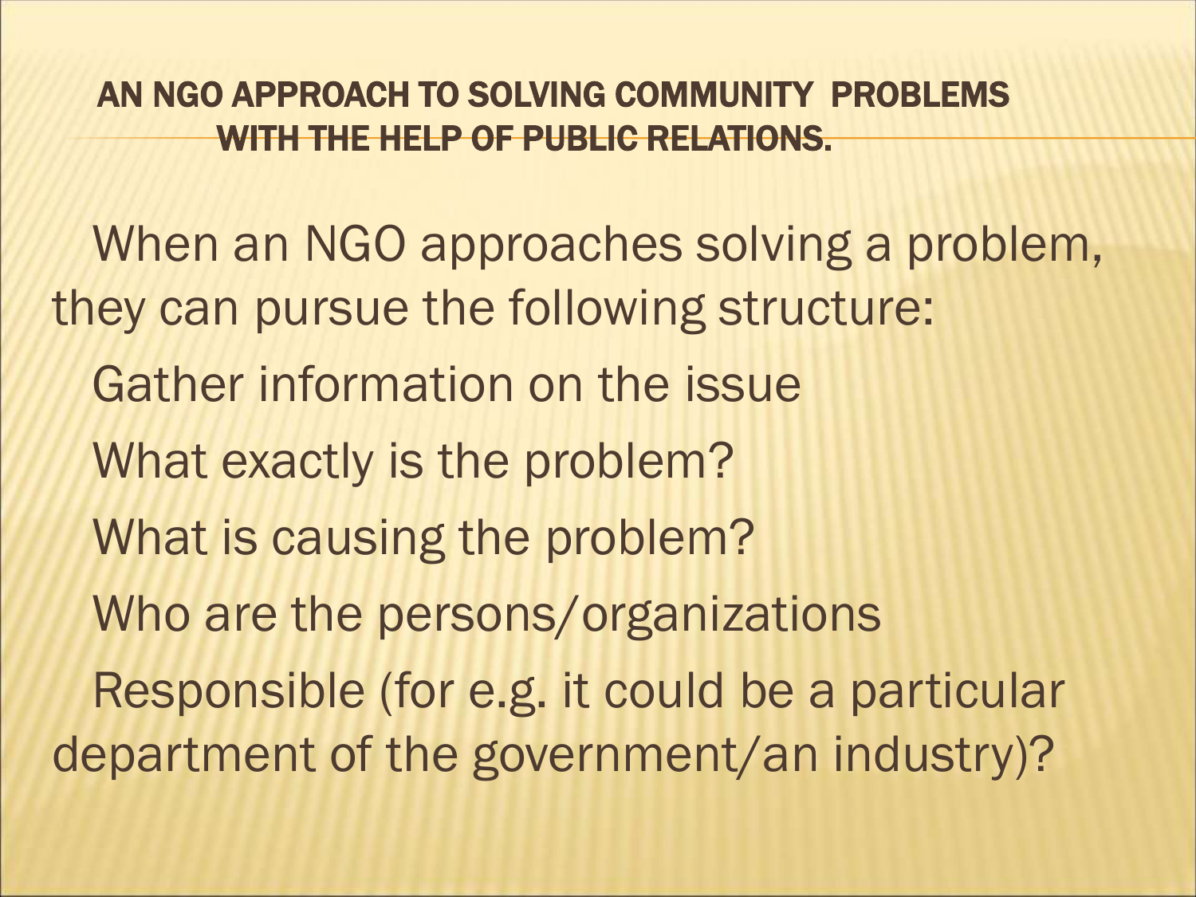# AN NGO APPROACH TO SOLVING COMMUNITY PROBLEMS WITH THE HELP OF PUBLIC RELATIONS.

When an NGO approaches solving a problem, they can pursue the following structure:

Gather information on the issue

What exactly is the problem?

What is causing the problem?

Who are the persons/organizations

Responsible (for e.g. it could be a particular department of the government/an industry)?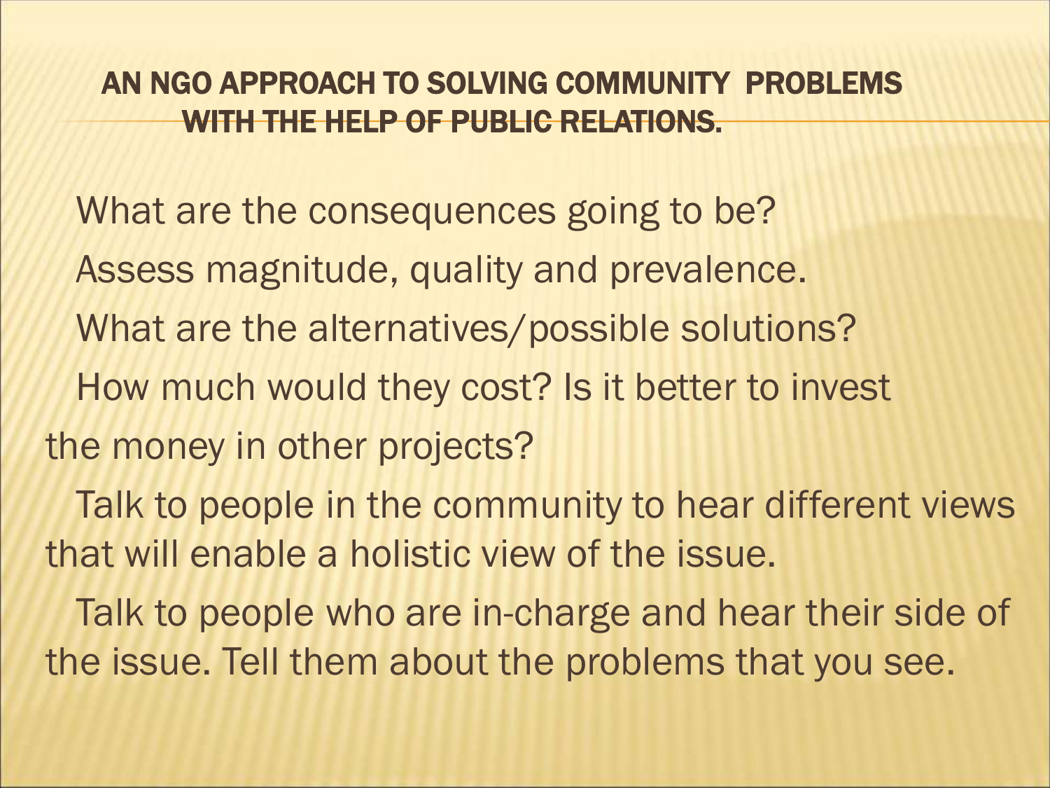# AN NGO APPROACH TO SOLVING COMMUNITY PROBLEMS WITH THE HELP OF PUBLIC RELATIONS.

What are the consequences going to be?

Assess magnitude, quality and prevalence.

What are the alternatives/possible solutions?

How much would they cost? Is it better to invest the money in other projects?

Talk to people in the community to hear different views that will enable a holistic view of the issue.

Talk to people who are in-charge and hear their side of the issue. Tell them about the problems that you see.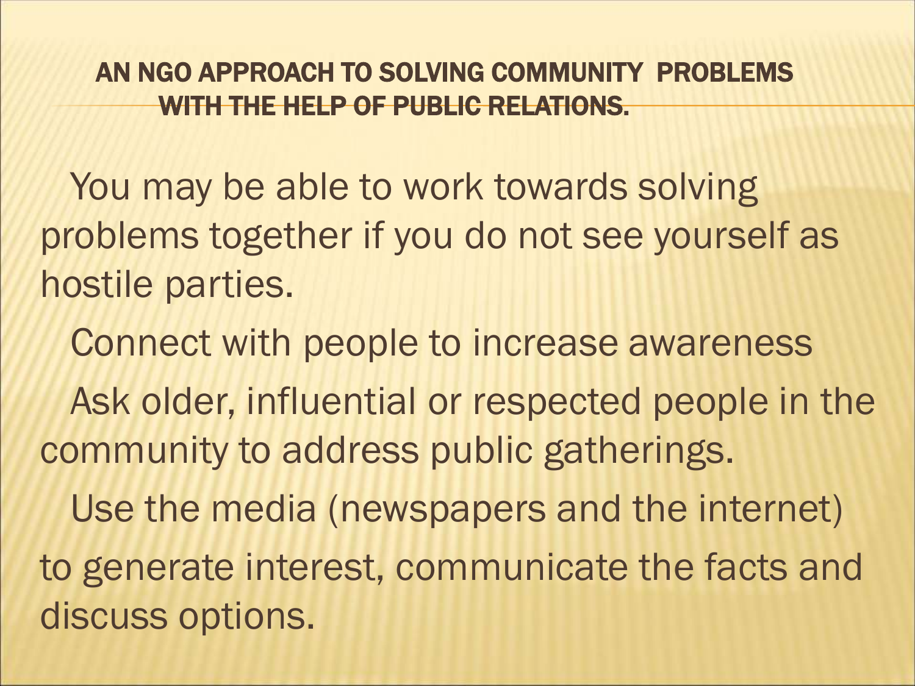## AN NGO APPROACH TO SOLVING COMMUNITY PROBLEMS WITH THE HELP OF PUBLIC RELATIONS.

You may be able to work towards solving problems together if you do not see yourself as hostile parties.

Connect with people to increase awareness

Ask older, influential or respected people in the community to address public gatherings.

Use the media (newspapers and the internet) to generate interest, communicate the facts and discuss options.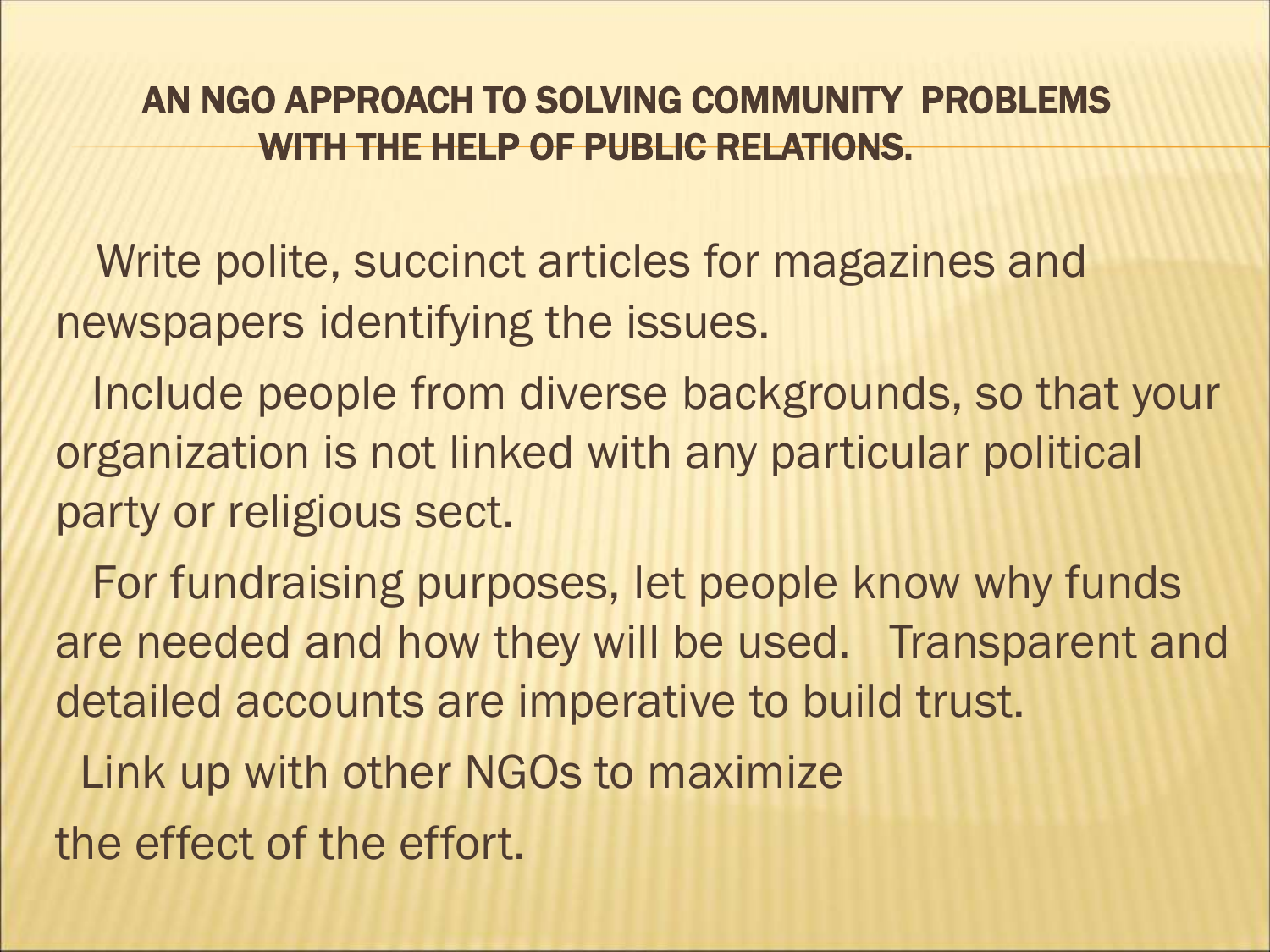## AN NGO APPROACH TO SOLVING COMMUNITY PROBLEMS WITH THE HELP OF PUBLIC RELATIONS.

Write polite, succinct articles for magazines and newspapers identifying the issues.

Include people from diverse backgrounds, so that your organization is not linked with any particular political party or religious sect.

For fundraising purposes, let people know why funds are needed and how they will be used. Transparent and detailed accounts are imperative to build trust.

Link up with other NGOs to maximize the effect of the effort.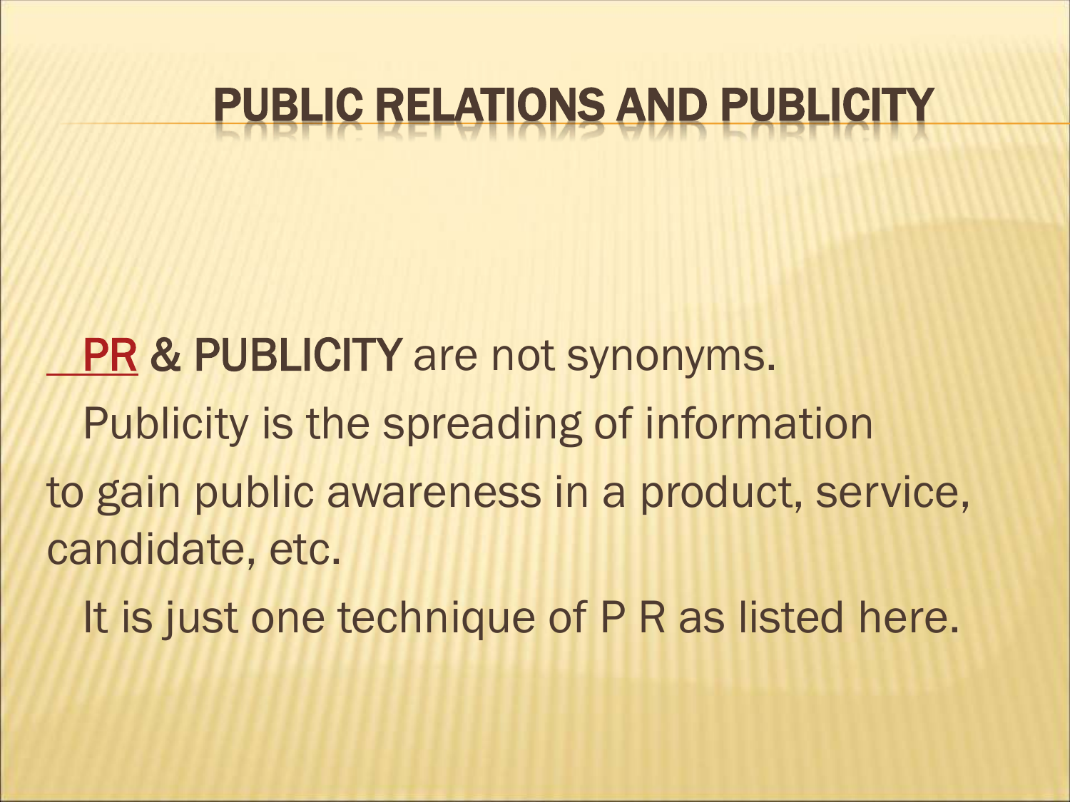# PUBLIC RELATIONS AND PUBLICITY

**PR & PUBLICITY** are not synonyms.

Publicity is the spreading of information to gain public awareness in a product, service, candidate, etc.

It is just one technique of P R as listed here.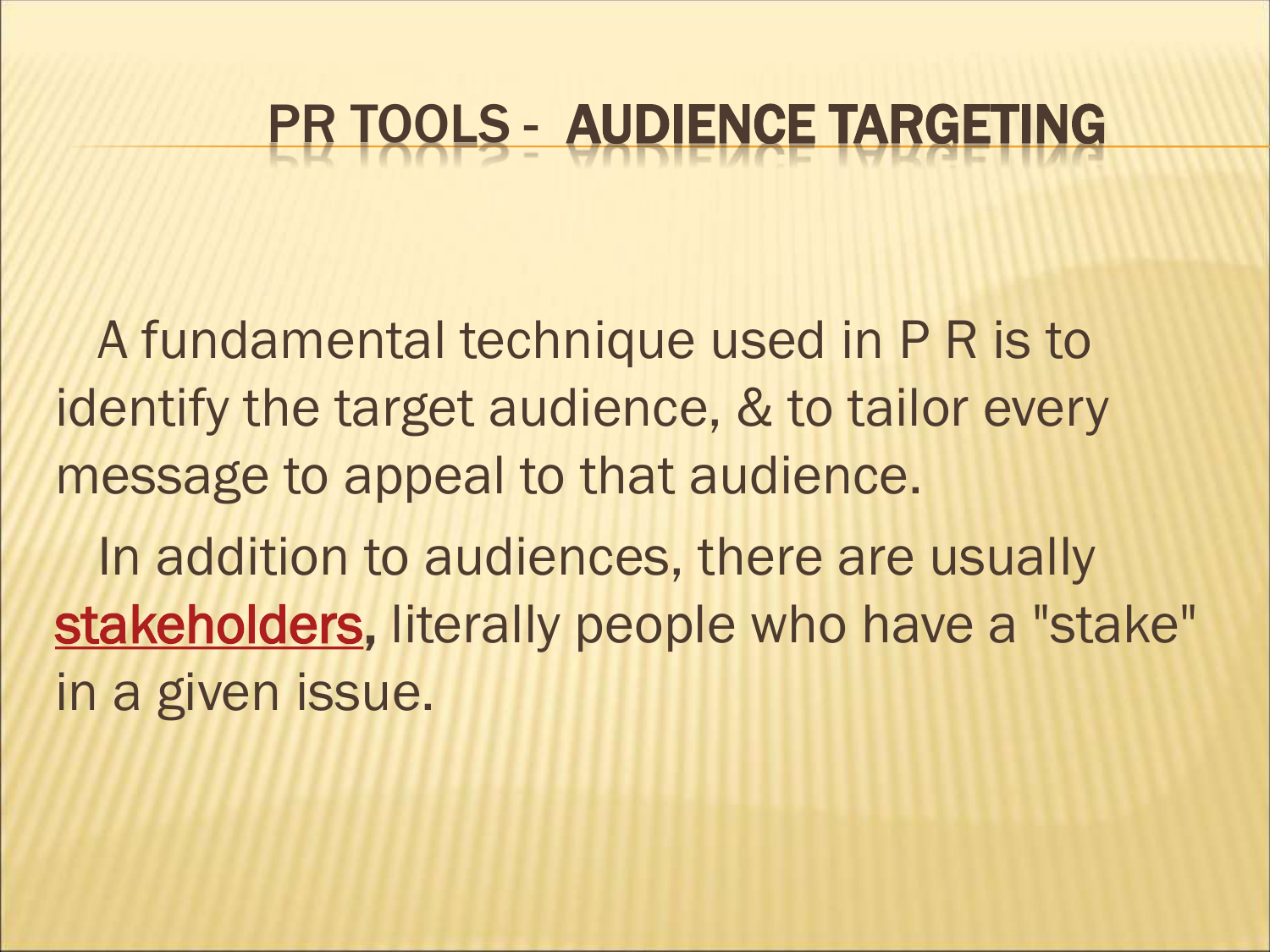# PR TOOLS - AUDIENCE TARGETING

A fundamental technique used in P R is to identify the target audience, & to tailor every message to appeal to that audience.

In addition to audiences, there are usually stakeholders, literally people who have a "stake" in a given issue.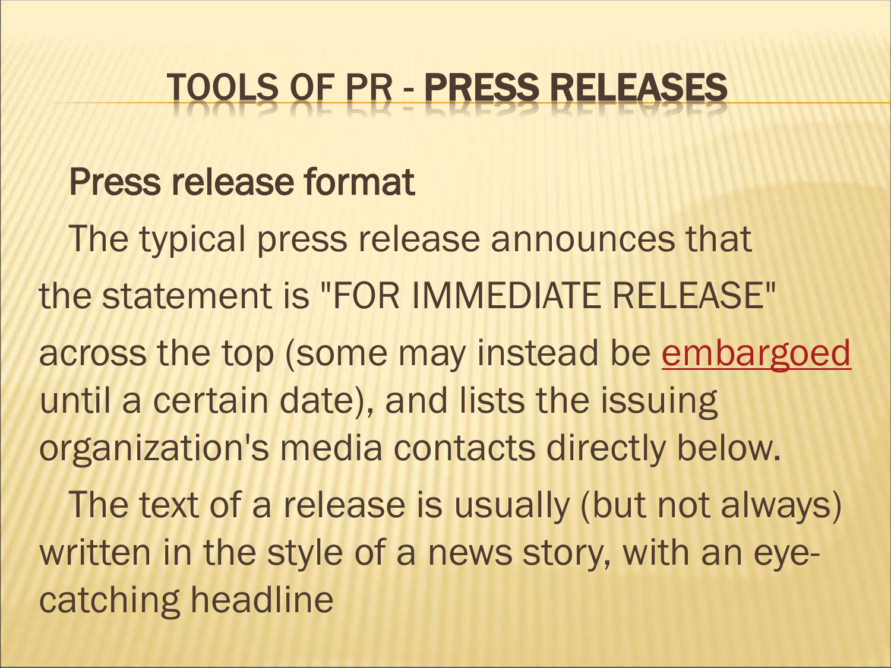# TOOLS OF PR - PRESS RELEASES

**Press release format**

The typical press release announces that the statement is "FOR IMMEDIATE RELEASE" across the top (some may instead be embargoed until a certain date), and lists the issuing organization's media contacts directly below.

The text of a release is usually (but not always) written in the style of a news story, with an eye-catching headline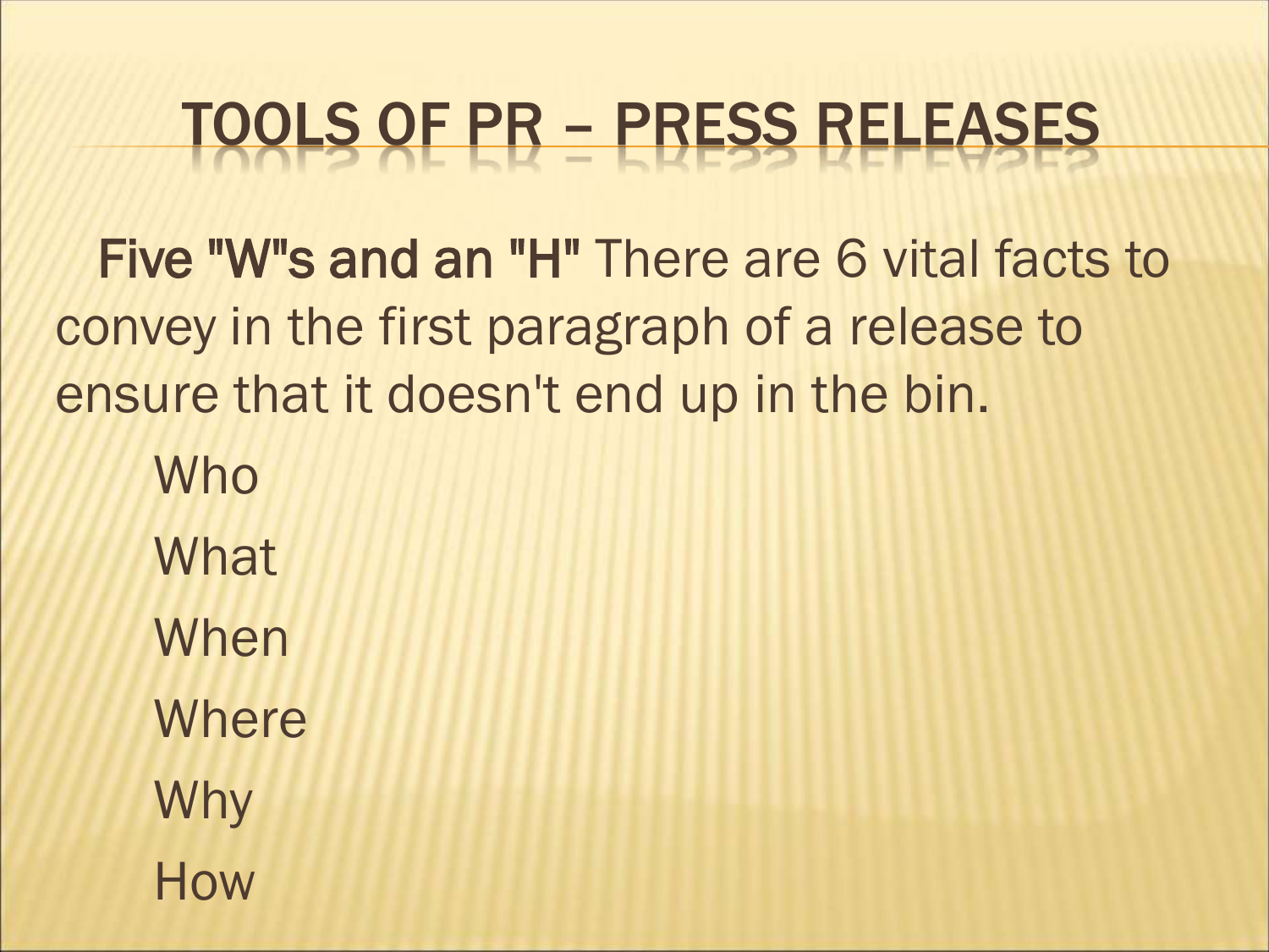# TOOLS OF PR – PRESS RELEASES

**Five "W"s and an "H"** There are 6 vital facts to convey in the first paragraph of a release to ensure that it doesn't end up in the bin.

- Who
- What
- When
- Where
- Why
- How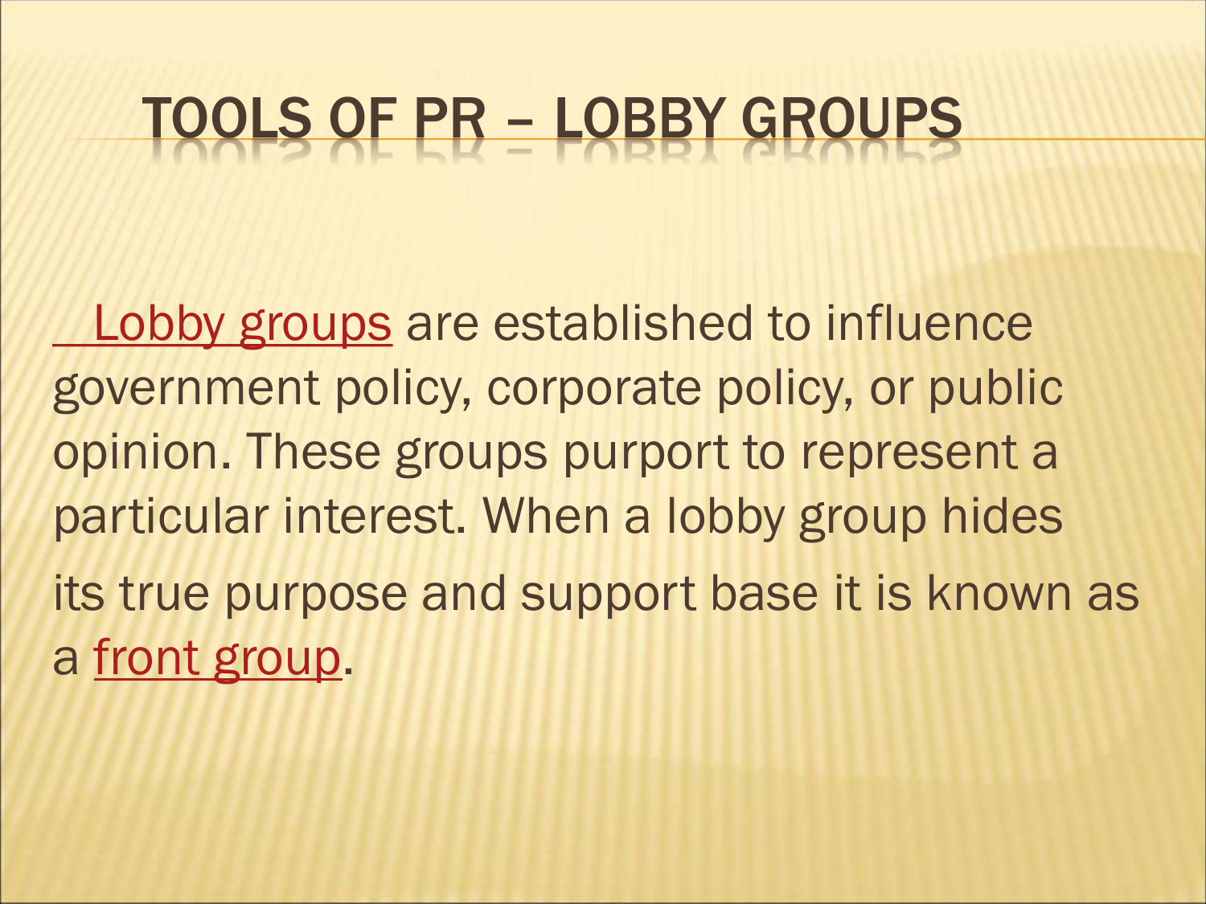# TOOLS OF PR – LOBBY GROUPS

Lobby groups are established to influence government policy, corporate policy, or public opinion. These groups purport to represent a particular interest. When a lobby group hides its true purpose and support base it is known as a front group.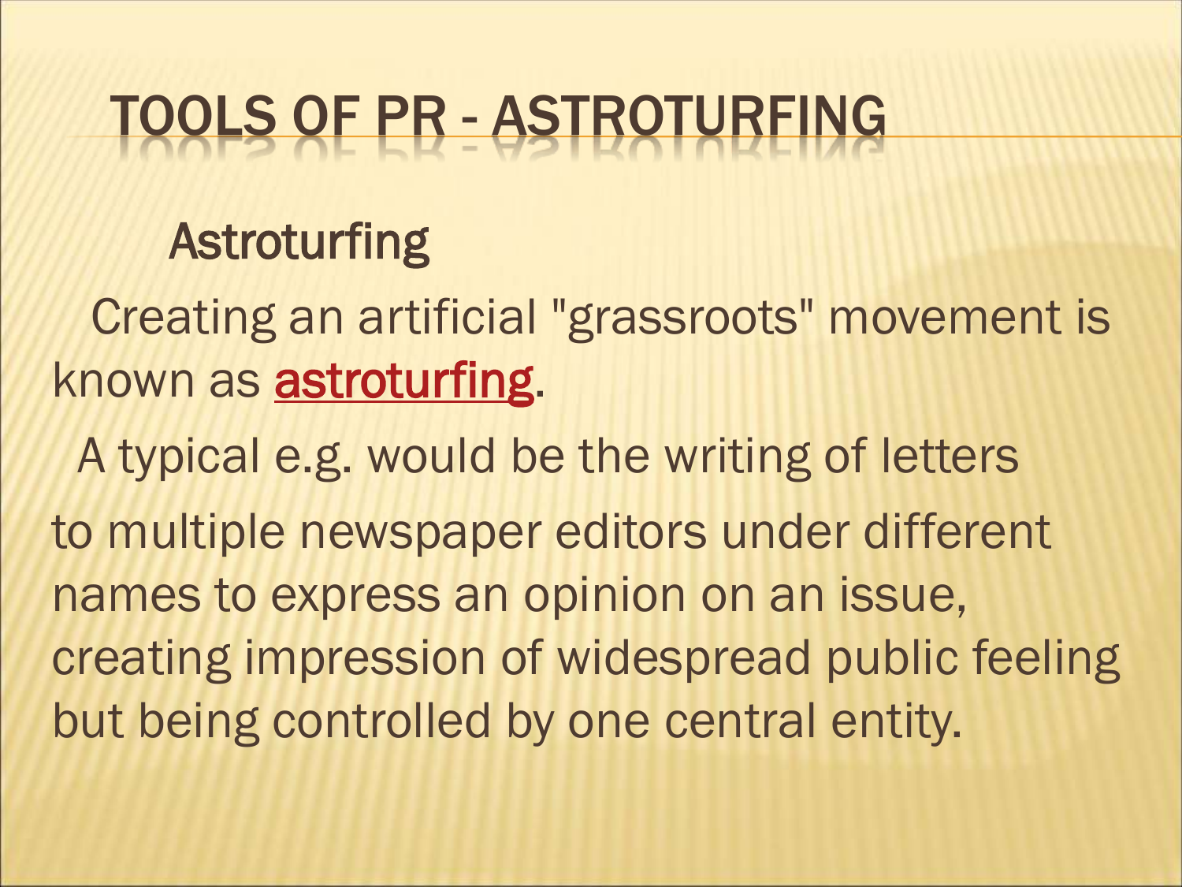# TOOLS OF PR - ASTROTURFING

**Astroturfing**

Creating an artificial "grassroots" movement is known as astroturfing.

A typical e.g. would be the writing of letters to multiple newspaper editors under different names to express an opinion on an issue, creating impression of widespread public feeling but being controlled by one central entity.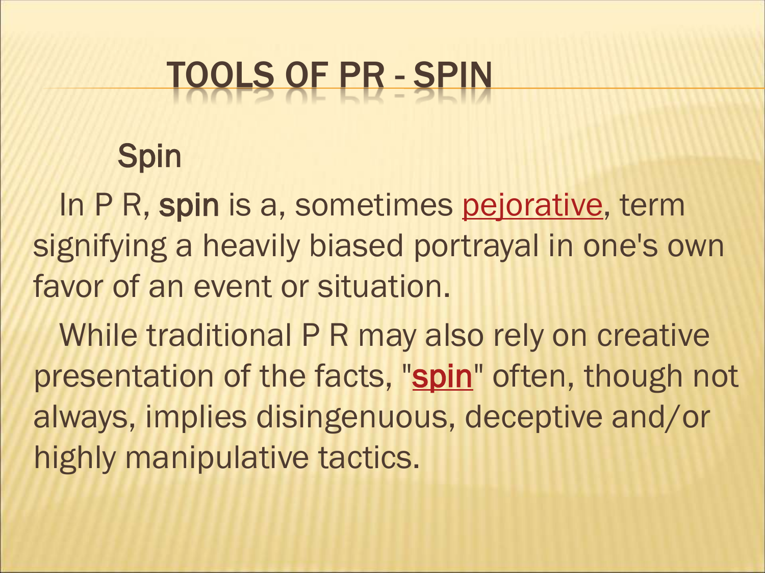# TOOLS OF PR - SPIN

## Spin

In P R, **spin** is a, sometimes pejorative, term signifying a heavily biased portrayal in one's own favor of an event or situation.

While traditional P R may also rely on creative presentation of the facts, "spin" often, though not always, implies disingenuous, deceptive and/or highly manipulative tactics.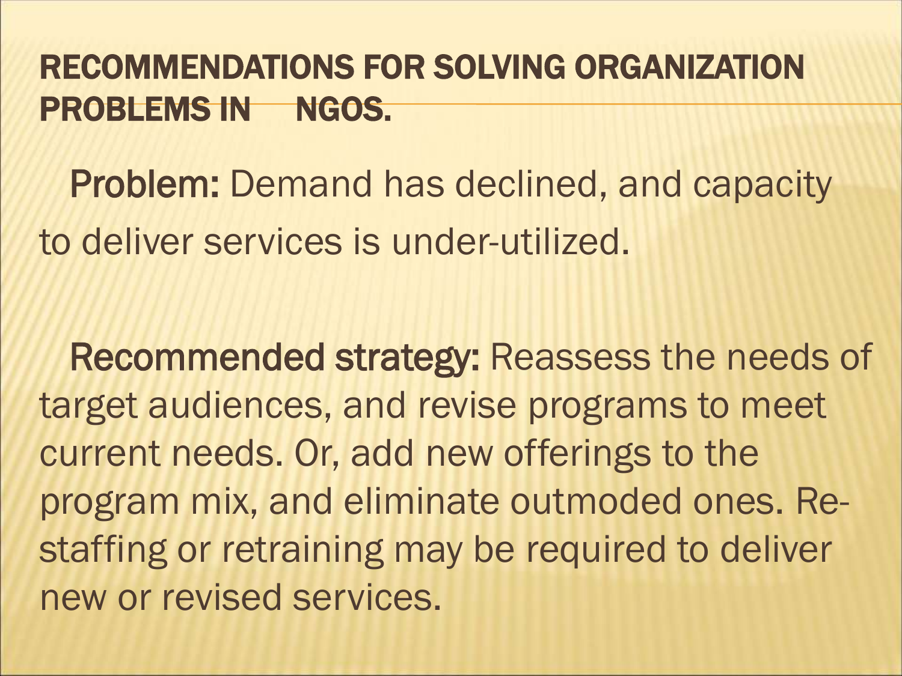# RECOMMENDATIONS FOR SOLVING ORGANIZATION PROBLEMS IN NGOS.

**Problem:** Demand has declined, and capacity to deliver services is under-utilized.

**Recommended strategy:** Reassess the needs of target audiences, and revise programs to meet current needs. Or, add new offerings to the program mix, and eliminate outmoded ones. Re-staffing or retraining may be required to deliver new or revised services.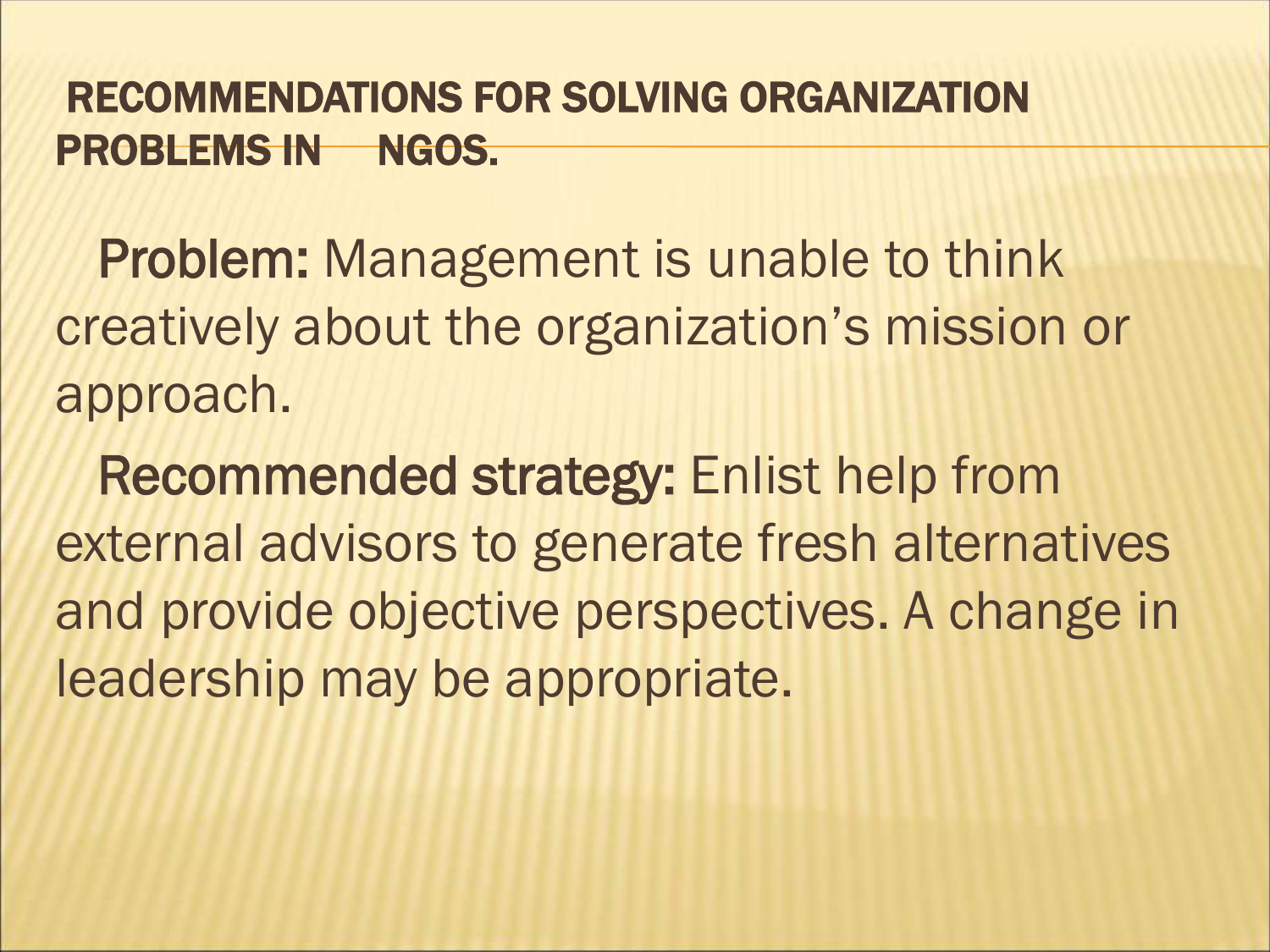## RECOMMENDATIONS FOR SOLVING ORGANIZATION PROBLEMS IN NGOS.

**Problem:** Management is unable to think creatively about the organization's mission or approach.

**Recommended strategy:** Enlist help from external advisors to generate fresh alternatives and provide objective perspectives. A change in leadership may be appropriate.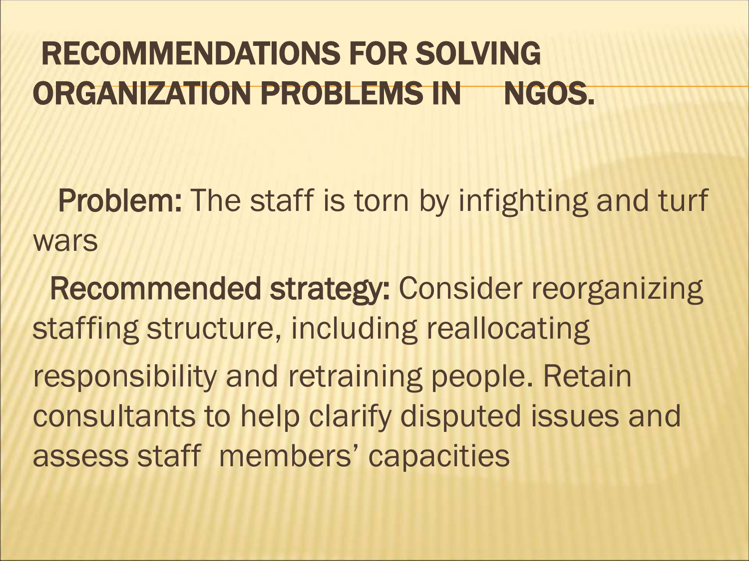# RECOMMENDATIONS FOR SOLVING ORGANIZATION PROBLEMS IN NGOS.

**Problem:** The staff is torn by infighting and turf wars

**Recommended strategy:** Consider reorganizing staffing structure, including reallocating responsibility and retraining people. Retain consultants to help clarify disputed issues and assess staff members' capacities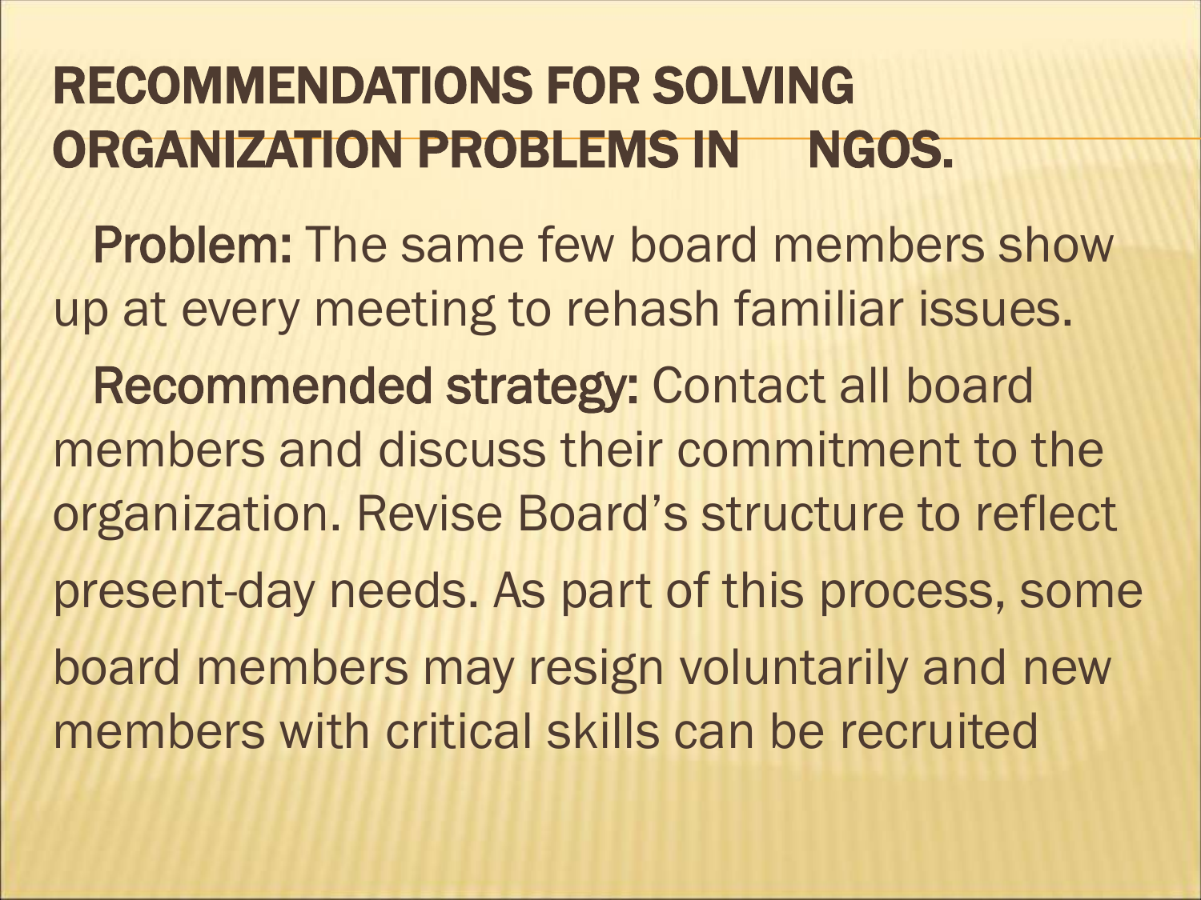# RECOMMENDATIONS FOR SOLVING ORGANIZATION PROBLEMS IN NGOS.

**Problem:** The same few board members show up at every meeting to rehash familiar issues.

**Recommended strategy:** Contact all board members and discuss their commitment to the organization. Revise Board's structure to reflect present-day needs. As part of this process, some board members may resign voluntarily and new members with critical skills can be recruited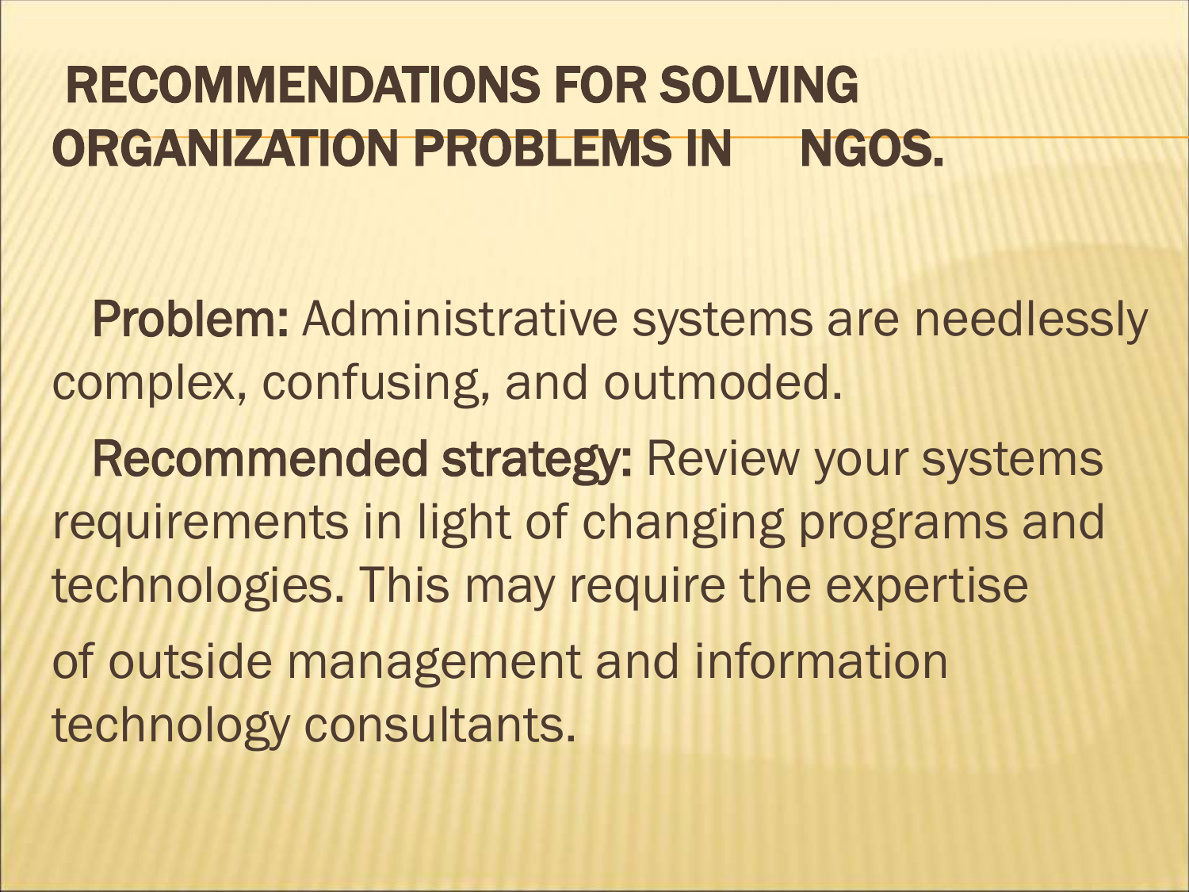# RECOMMENDATIONS FOR SOLVING ORGANIZATION PROBLEMS IN NGOS.

**Problem:** Administrative systems are needlessly complex, confusing, and outmoded.

**Recommended strategy:** Review your systems requirements in light of changing programs and technologies. This may require the expertise of outside management and information technology consultants.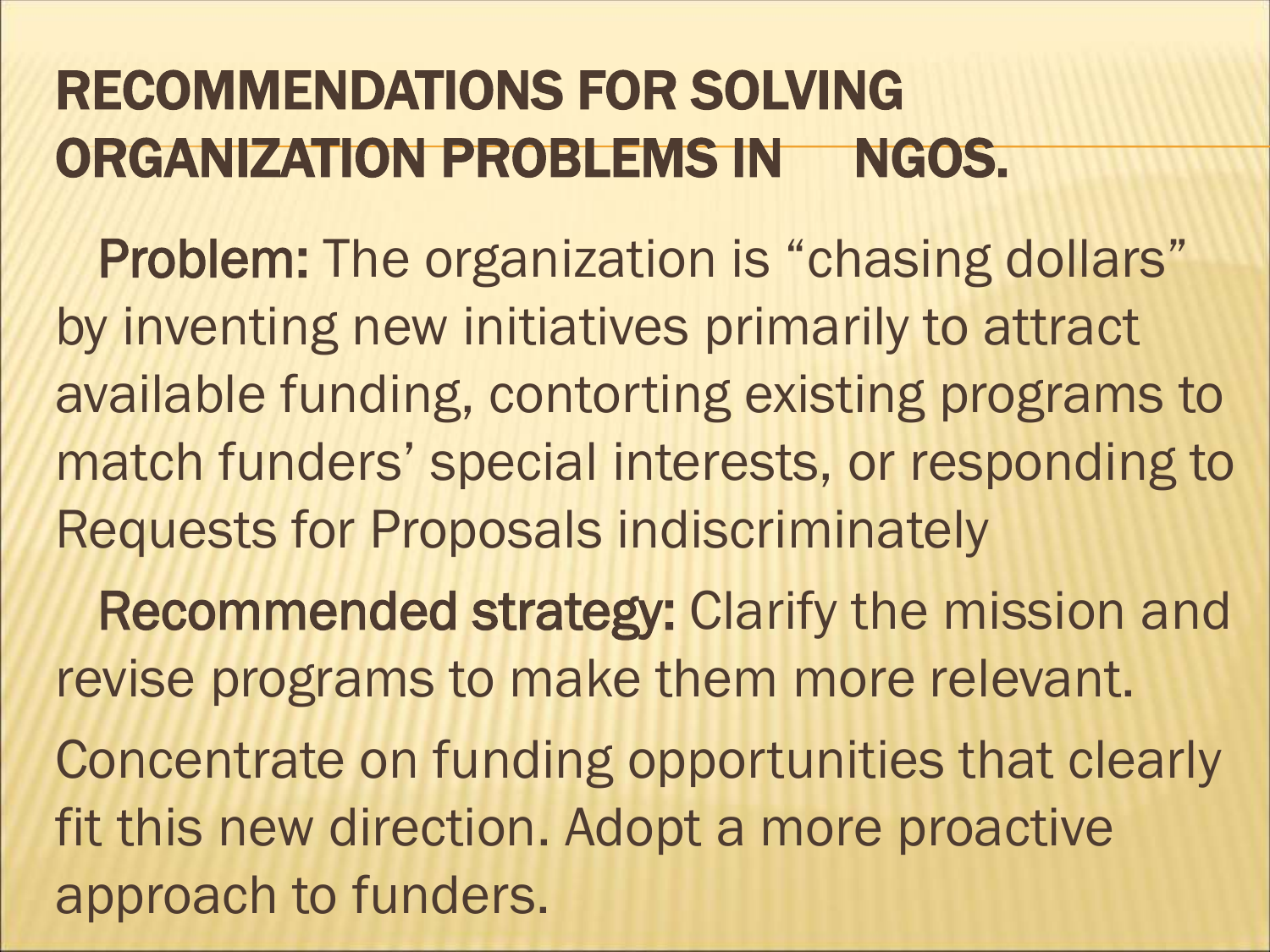# RECOMMENDATIONS FOR SOLVING ORGANIZATION PROBLEMS IN NGOS.

**Problem:** The organization is "chasing dollars" by inventing new initiatives primarily to attract available funding, contorting existing programs to match funders' special interests, or responding to Requests for Proposals indiscriminately

**Recommended strategy:** Clarify the mission and revise programs to make them more relevant.

Concentrate on funding opportunities that clearly fit this new direction. Adopt a more proactive approach to funders.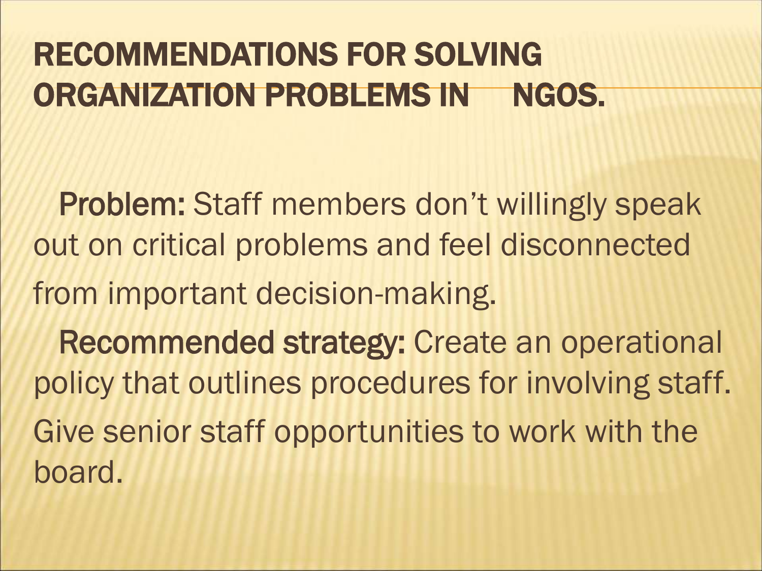# RECOMMENDATIONS FOR SOLVING ORGANIZATION PROBLEMS IN NGOS.

**Problem:** Staff members don't willingly speak out on critical problems and feel disconnected from important decision-making.

**Recommended strategy:** Create an operational policy that outlines procedures for involving staff. Give senior staff opportunities to work with the board.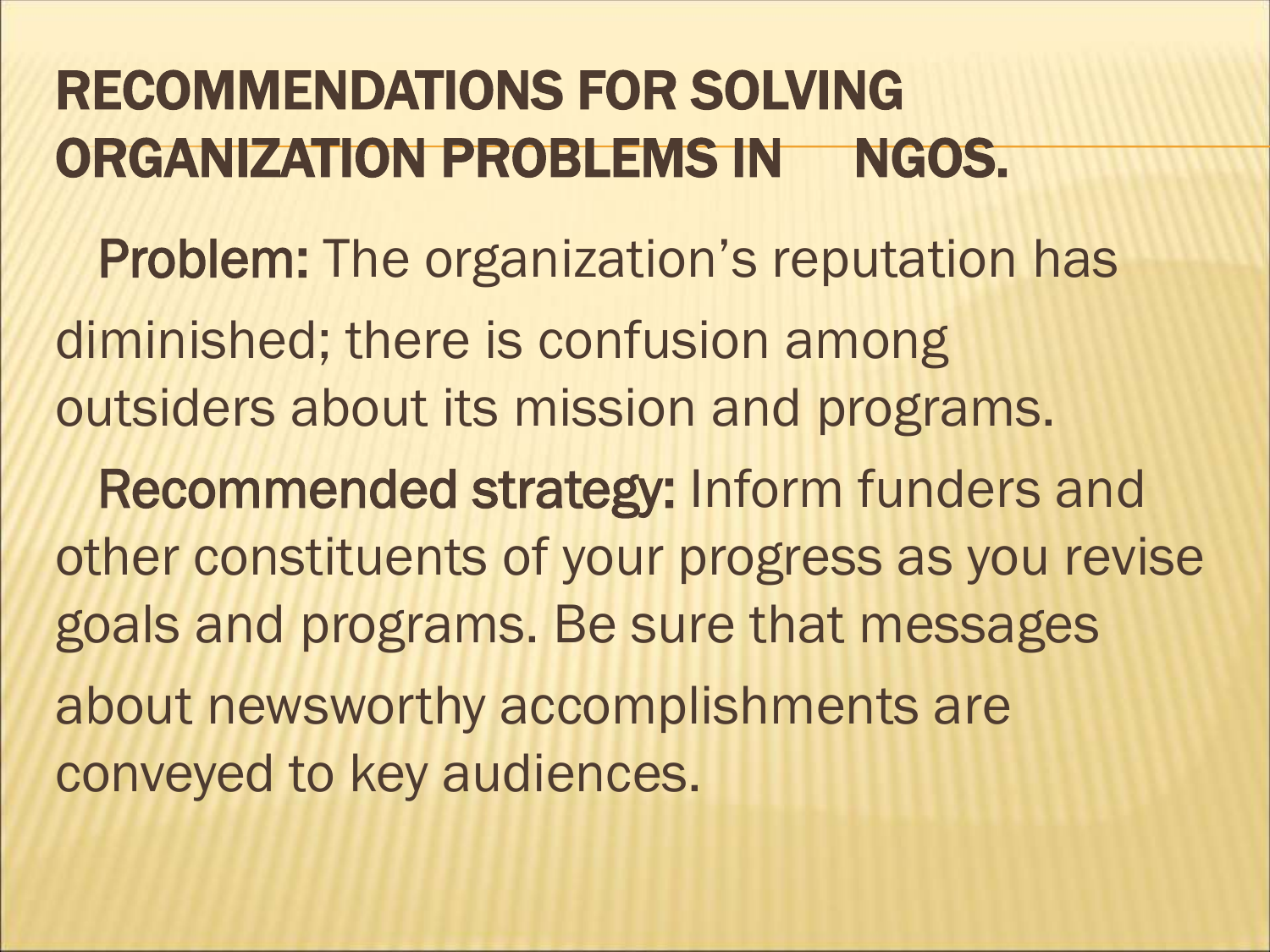# RECOMMENDATIONS FOR SOLVING ORGANIZATION PROBLEMS IN NGOS.

**Problem:** The organization's reputation has diminished; there is confusion among outsiders about its mission and programs.

**Recommended strategy:** Inform funders and other constituents of your progress as you revise goals and programs. Be sure that messages about newsworthy accomplishments are conveyed to key audiences.